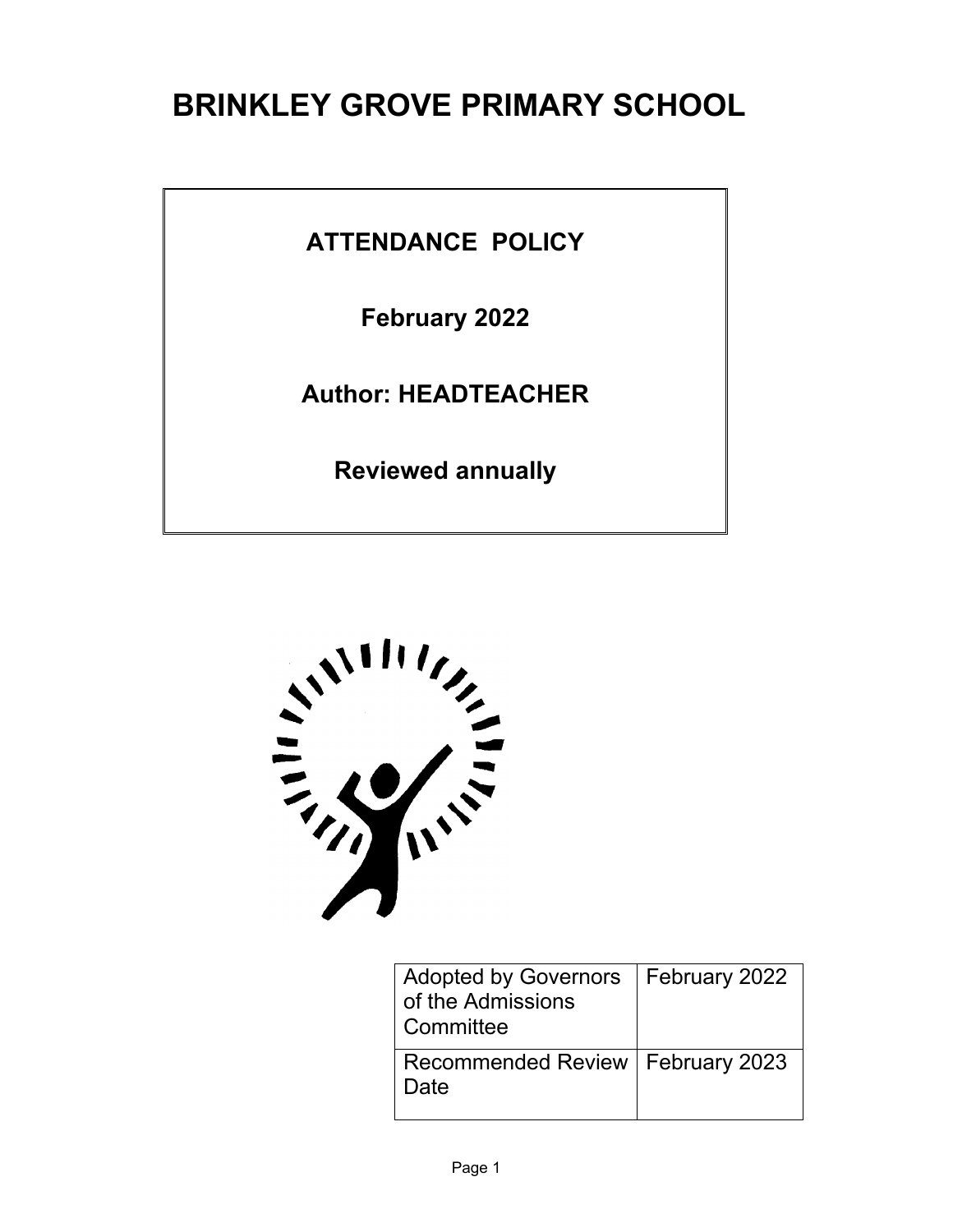# BRINKLEY GROVE PRIMARY SCHOOL

**ATTENDANCE POLICY**

**February 2022**

**Author: HEADTEACHER**

**Reviewed annually**

| Adopted by Governors of the Admissions Committee | February 2022 |
|---|---|
| Recommended Review Date | February 2023 |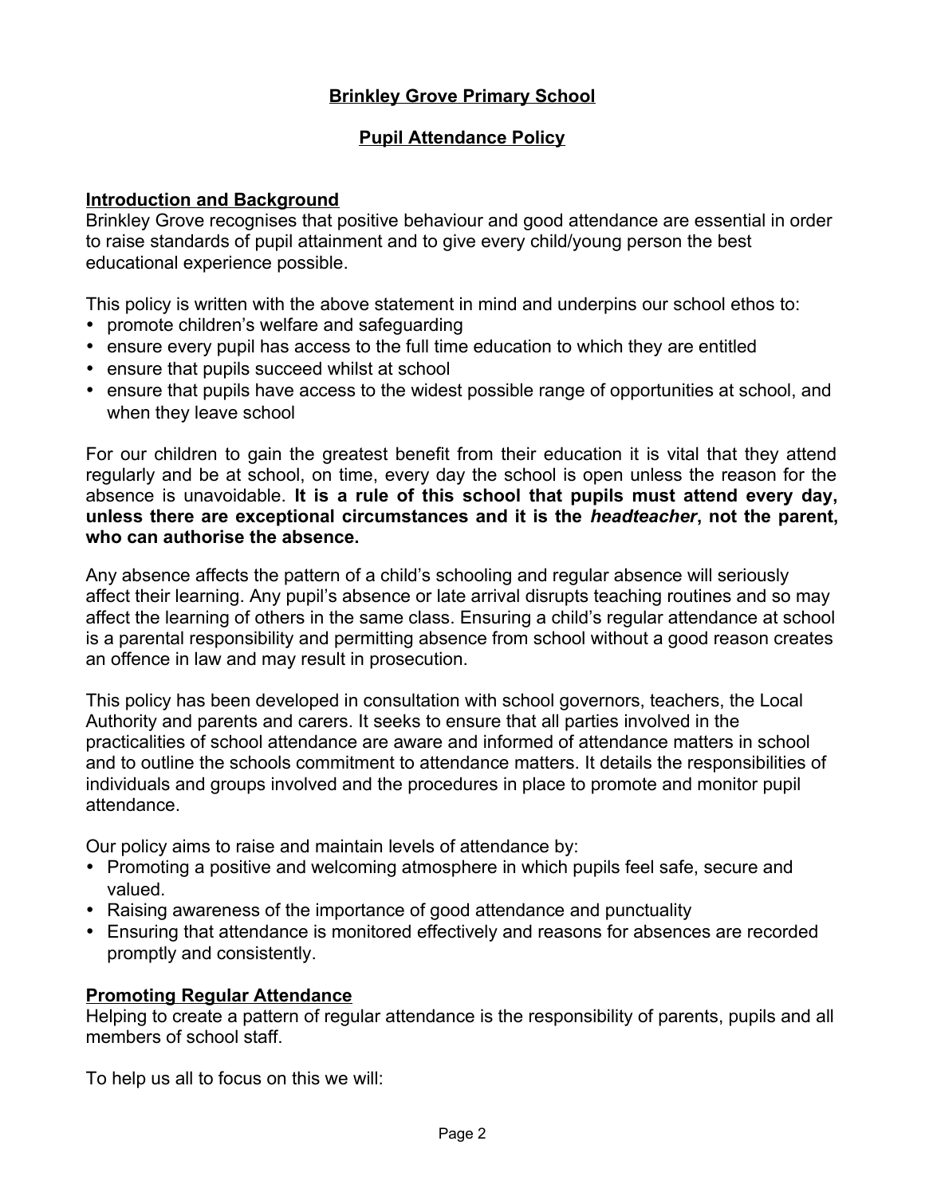**Brinkley Grove Primary School**

**Pupil Attendance Policy**

## Introduction and Background

Brinkley Grove recognises that positive behaviour and good attendance are essential in order to raise standards of pupil attainment and to give every child/young person the best educational experience possible.

This policy is written with the above statement in mind and underpins our school ethos to:

- promote children's welfare and safeguarding
- ensure every pupil has access to the full time education to which they are entitled
- ensure that pupils succeed whilst at school
- ensure that pupils have access to the widest possible range of opportunities at school, and when they leave school

For our children to gain the greatest benefit from their education it is vital that they attend regularly and be at school, on time, every day the school is open unless the reason for the absence is unavoidable. **It is a rule of this school that pupils must attend every day, unless there are exceptional circumstances and it is the *headteacher*, not the parent, who can authorise the absence.**

Any absence affects the pattern of a child's schooling and regular absence will seriously affect their learning. Any pupil's absence or late arrival disrupts teaching routines and so may affect the learning of others in the same class. Ensuring a child's regular attendance at school is a parental responsibility and permitting absence from school without a good reason creates an offence in law and may result in prosecution.

This policy has been developed in consultation with school governors, teachers, the Local Authority and parents and carers. It seeks to ensure that all parties involved in the practicalities of school attendance are aware and informed of attendance matters in school and to outline the schools commitment to attendance matters. It details the responsibilities of individuals and groups involved and the procedures in place to promote and monitor pupil attendance.

Our policy aims to raise and maintain levels of attendance by:

- Promoting a positive and welcoming atmosphere in which pupils feel safe, secure and valued.
- Raising awareness of the importance of good attendance and punctuality
- Ensuring that attendance is monitored effectively and reasons for absences are recorded promptly and consistently.

## Promoting Regular Attendance

Helping to create a pattern of regular attendance is the responsibility of parents, pupils and all members of school staff.

To help us all to focus on this we will: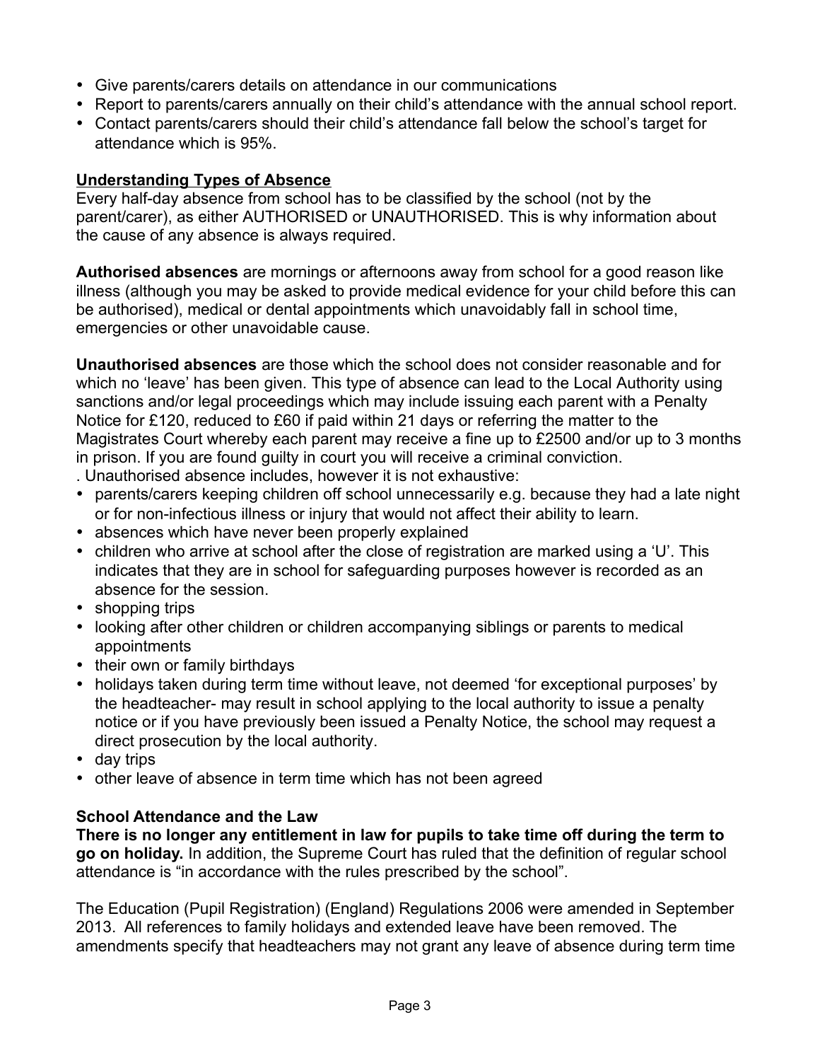- Give parents/carers details on attendance in our communications
- Report to parents/carers annually on their child's attendance with the annual school report.
- Contact parents/carers should their child's attendance fall below the school's target for attendance which is 95%.

## Understanding Types of Absence

Every half-day absence from school has to be classified by the school (not by the parent/carer), as either AUTHORISED or UNAUTHORISED. This is why information about the cause of any absence is always required.

**Authorised absences** are mornings or afternoons away from school for a good reason like illness (although you may be asked to provide medical evidence for your child before this can be authorised), medical or dental appointments which unavoidably fall in school time, emergencies or other unavoidable cause.

**Unauthorised absences** are those which the school does not consider reasonable and for which no 'leave' has been given. This type of absence can lead to the Local Authority using sanctions and/or legal proceedings which may include issuing each parent with a Penalty Notice for £120, reduced to £60 if paid within 21 days or referring the matter to the Magistrates Court whereby each parent may receive a fine up to £2500 and/or up to 3 months in prison. If you are found guilty in court you will receive a criminal conviction.

. Unauthorised absence includes, however it is not exhaustive:

- parents/carers keeping children off school unnecessarily e.g. because they had a late night or for non-infectious illness or injury that would not affect their ability to learn.
- absences which have never been properly explained
- children who arrive at school after the close of registration are marked using a 'U'. This indicates that they are in school for safeguarding purposes however is recorded as an absence for the session.
- shopping trips
- looking after other children or children accompanying siblings or parents to medical appointments
- their own or family birthdays
- holidays taken during term time without leave, not deemed 'for exceptional purposes' by the headteacher- may result in school applying to the local authority to issue a penalty notice or if you have previously been issued a Penalty Notice, the school may request a direct prosecution by the local authority.
- day trips
- other leave of absence in term time which has not been agreed

### School Attendance and the Law

**There is no longer any entitlement in law for pupils to take time off during the term to go on holiday.** In addition, the Supreme Court has ruled that the definition of regular school attendance is "in accordance with the rules prescribed by the school".

The Education (Pupil Registration) (England) Regulations 2006 were amended in September 2013. All references to family holidays and extended leave have been removed. The amendments specify that headteachers may not grant any leave of absence during term time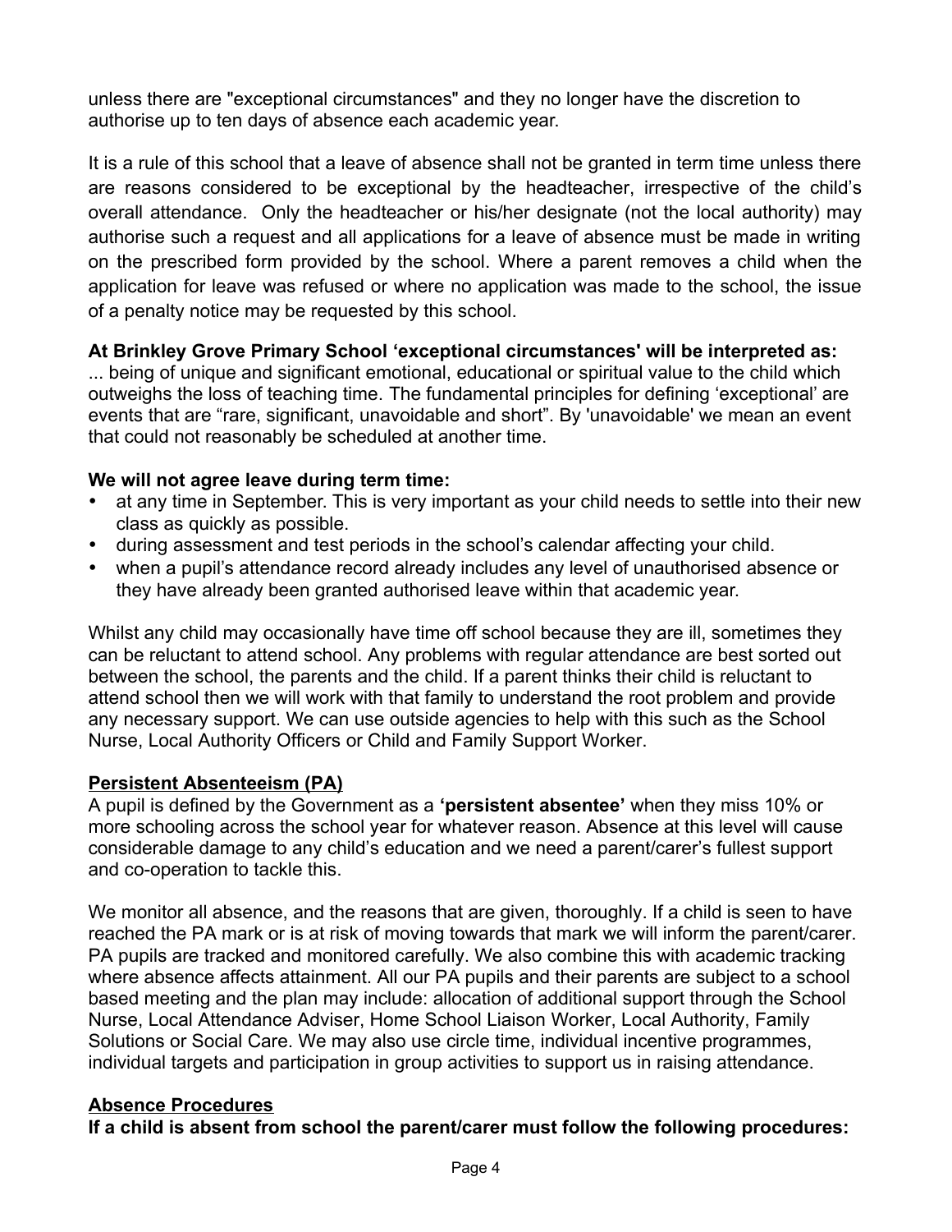unless there are "exceptional circumstances" and they no longer have the discretion to authorise up to ten days of absence each academic year.

It is a rule of this school that a leave of absence shall not be granted in term time unless there are reasons considered to be exceptional by the headteacher, irrespective of the child's overall attendance. Only the headteacher or his/her designate (not the local authority) may authorise such a request and all applications for a leave of absence must be made in writing on the prescribed form provided by the school. Where a parent removes a child when the application for leave was refused or where no application was made to the school, the issue of a penalty notice may be requested by this school.

**At Brinkley Grove Primary School 'exceptional circumstances' will be interpreted as:**
... being of unique and significant emotional, educational or spiritual value to the child which outweighs the loss of teaching time. The fundamental principles for defining 'exceptional' are events that are "rare, significant, unavoidable and short". By 'unavoidable' we mean an event that could not reasonably be scheduled at another time.

**We will not agree leave during term time:**

- at any time in September. This is very important as your child needs to settle into their new class as quickly as possible.
- during assessment and test periods in the school's calendar affecting your child.
- when a pupil's attendance record already includes any level of unauthorised absence or they have already been granted authorised leave within that academic year.

Whilst any child may occasionally have time off school because they are ill, sometimes they can be reluctant to attend school. Any problems with regular attendance are best sorted out between the school, the parents and the child. If a parent thinks their child is reluctant to attend school then we will work with that family to understand the root problem and provide any necessary support. We can use outside agencies to help with this such as the School Nurse, Local Authority Officers or Child and Family Support Worker.

## Persistent Absenteeism (PA)

A pupil is defined by the Government as a **'persistent absentee'** when they miss 10% or more schooling across the school year for whatever reason. Absence at this level will cause considerable damage to any child's education and we need a parent/carer's fullest support and co-operation to tackle this.

We monitor all absence, and the reasons that are given, thoroughly. If a child is seen to have reached the PA mark or is at risk of moving towards that mark we will inform the parent/carer. PA pupils are tracked and monitored carefully. We also combine this with academic tracking where absence affects attainment. All our PA pupils and their parents are subject to a school based meeting and the plan may include: allocation of additional support through the School Nurse, Local Attendance Adviser, Home School Liaison Worker, Local Authority, Family Solutions or Social Care. We may also use circle time, individual incentive programmes, individual targets and participation in group activities to support us in raising attendance.

## Absence Procedures

**If a child is absent from school the parent/carer must follow the following procedures:**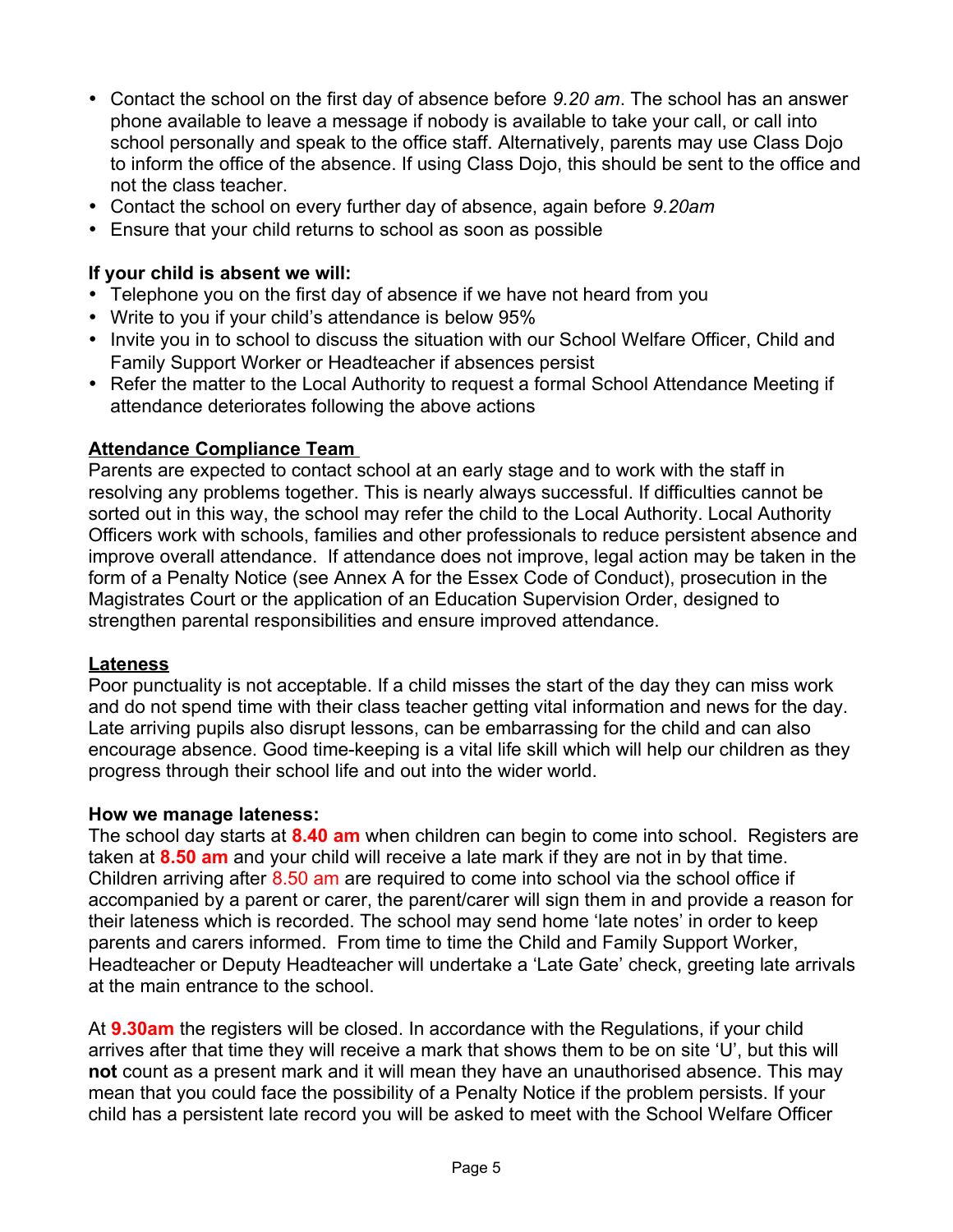- Contact the school on the first day of absence before *9.20 am*. The school has an answer phone available to leave a message if nobody is available to take your call, or call into school personally and speak to the office staff. Alternatively, parents may use Class Dojo to inform the office of the absence. If using Class Dojo, this should be sent to the office and not the class teacher.
- Contact the school on every further day of absence, again before *9.20am*
- Ensure that your child returns to school as soon as possible

**If your child is absent we will:**

- Telephone you on the first day of absence if we have not heard from you
- Write to you if your child's attendance is below 95%
- Invite you in to school to discuss the situation with our School Welfare Officer, Child and Family Support Worker or Headteacher if absences persist
- Refer the matter to the Local Authority to request a formal School Attendance Meeting if attendance deteriorates following the above actions

**Attendance Compliance Team**

Parents are expected to contact school at an early stage and to work with the staff in resolving any problems together. This is nearly always successful. If difficulties cannot be sorted out in this way, the school may refer the child to the Local Authority. Local Authority Officers work with schools, families and other professionals to reduce persistent absence and improve overall attendance. If attendance does not improve, legal action may be taken in the form of a Penalty Notice (see Annex A for the Essex Code of Conduct), prosecution in the Magistrates Court or the application of an Education Supervision Order, designed to strengthen parental responsibilities and ensure improved attendance.

**Lateness**

Poor punctuality is not acceptable. If a child misses the start of the day they can miss work and do not spend time with their class teacher getting vital information and news for the day. Late arriving pupils also disrupt lessons, can be embarrassing for the child and can also encourage absence. Good time-keeping is a vital life skill which will help our children as they progress through their school life and out into the wider world.

**How we manage lateness:**

The school day starts at **8.40 am** when children can begin to come into school. Registers are taken at **8.50 am** and your child will receive a late mark if they are not in by that time. Children arriving after 8.50 am are required to come into school via the school office if accompanied by a parent or carer, the parent/carer will sign them in and provide a reason for their lateness which is recorded. The school may send home 'late notes' in order to keep parents and carers informed. From time to time the Child and Family Support Worker, Headteacher or Deputy Headteacher will undertake a 'Late Gate' check, greeting late arrivals at the main entrance to the school.

At **9.30am** the registers will be closed. In accordance with the Regulations, if your child arrives after that time they will receive a mark that shows them to be on site 'U', but this will **not** count as a present mark and it will mean they have an unauthorised absence. This may mean that you could face the possibility of a Penalty Notice if the problem persists. If your child has a persistent late record you will be asked to meet with the School Welfare Officer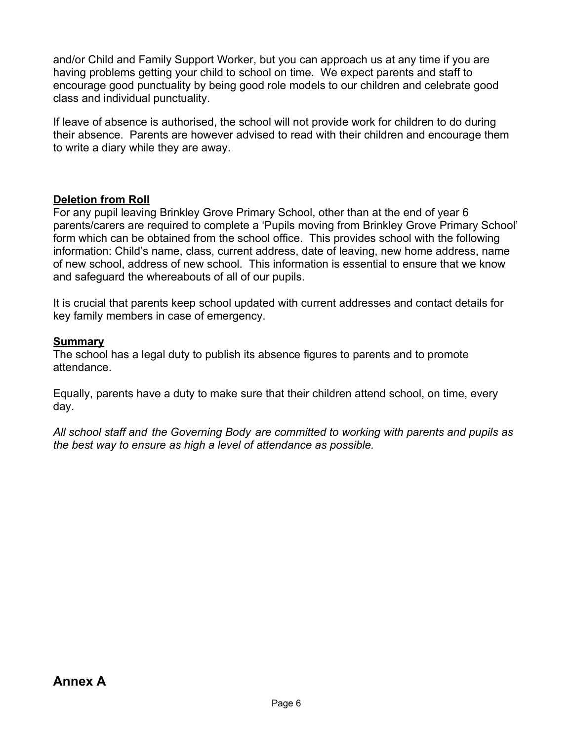and/or Child and Family Support Worker, but you can approach us at any time if you are having problems getting your child to school on time. We expect parents and staff to encourage good punctuality by being good role models to our children and celebrate good class and individual punctuality.

If leave of absence is authorised, the school will not provide work for children to do during their absence. Parents are however advised to read with their children and encourage them to write a diary while they are away.

**Deletion from Roll**

For any pupil leaving Brinkley Grove Primary School, other than at the end of year 6 parents/carers are required to complete a 'Pupils moving from Brinkley Grove Primary School' form which can be obtained from the school office. This provides school with the following information: Child's name, class, current address, date of leaving, new home address, name of new school, address of new school. This information is essential to ensure that we know and safeguard the whereabouts of all of our pupils.

It is crucial that parents keep school updated with current addresses and contact details for key family members in case of emergency.

**Summary**

The school has a legal duty to publish its absence figures to parents and to promote attendance.

Equally, parents have a duty to make sure that their children attend school, on time, every day.

*All school staff and the Governing Body are committed to working with parents and pupils as the best way to ensure as high a level of attendance as possible.*

## Annex A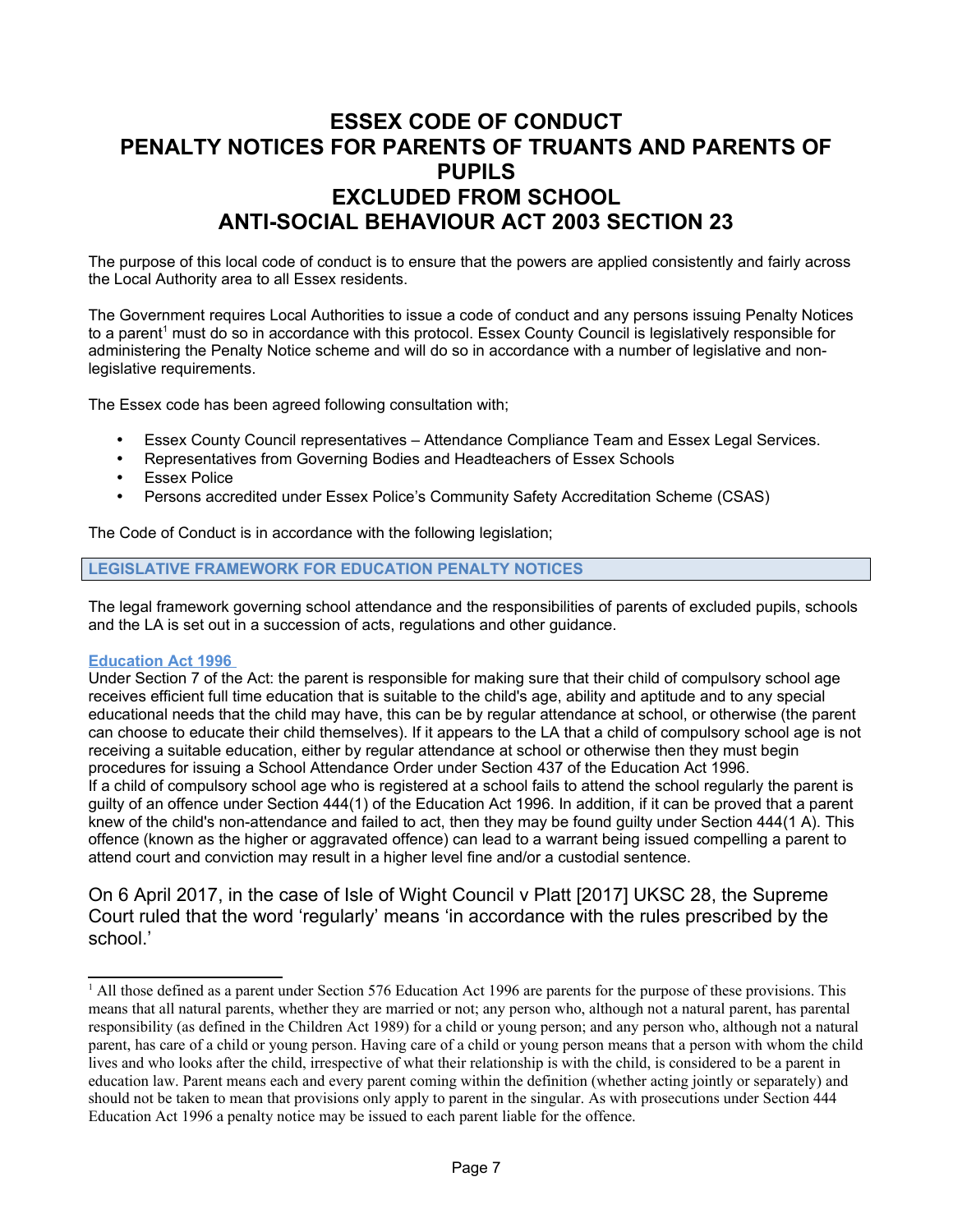# ESSEX CODE OF CONDUCT PENALTY NOTICES FOR PARENTS OF TRUANTS AND PARENTS OF PUPILS EXCLUDED FROM SCHOOL ANTI-SOCIAL BEHAVIOUR ACT 2003 SECTION 23

The purpose of this local code of conduct is to ensure that the powers are applied consistently and fairly across the Local Authority area to all Essex residents.

The Government requires Local Authorities to issue a code of conduct and any persons issuing Penalty Notices to a parent[1] must do so in accordance with this protocol. Essex County Council is legislatively responsible for administering the Penalty Notice scheme and will do so in accordance with a number of legislative and non-legislative requirements.

The Essex code has been agreed following consultation with;

- Essex County Council representatives – Attendance Compliance Team and Essex Legal Services.
- Representatives from Governing Bodies and Headteachers of Essex Schools
- Essex Police
- Persons accredited under Essex Police's Community Safety Accreditation Scheme (CSAS)

The Code of Conduct is in accordance with the following legislation;

## LEGISLATIVE FRAMEWORK FOR EDUCATION PENALTY NOTICES

The legal framework governing school attendance and the responsibilities of parents of excluded pupils, schools and the LA is set out in a succession of acts, regulations and other guidance.

### Education Act 1996

Under Section 7 of the Act: the parent is responsible for making sure that their child of compulsory school age receives efficient full time education that is suitable to the child's age, ability and aptitude and to any special educational needs that the child may have, this can be by regular attendance at school, or otherwise (the parent can choose to educate their child themselves). If it appears to the LA that a child of compulsory school age is not receiving a suitable education, either by regular attendance at school or otherwise then they must begin procedures for issuing a School Attendance Order under Section 437 of the Education Act 1996.
If a child of compulsory school age who is registered at a school fails to attend the school regularly the parent is guilty of an offence under Section 444(1) of the Education Act 1996. In addition, if it can be proved that a parent knew of the child's non-attendance and failed to act, then they may be found guilty under Section 444(1 A). This offence (known as the higher or aggravated offence) can lead to a warrant being issued compelling a parent to attend court and conviction may result in a higher level fine and/or a custodial sentence.

On 6 April 2017, in the case of Isle of Wight Council v Platt [2017] UKSC 28, the Supreme Court ruled that the word 'regularly' means 'in accordance with the rules prescribed by the school.'

---

[1] All those defined as a parent under Section 576 Education Act 1996 are parents for the purpose of these provisions. This means that all natural parents, whether they are married or not; any person who, although not a natural parent, has parental responsibility (as defined in the Children Act 1989) for a child or young person; and any person who, although not a natural parent, has care of a child or young person. Having care of a child or young person means that a person with whom the child lives and who looks after the child, irrespective of what their relationship is with the child, is considered to be a parent in education law. Parent means each and every parent coming within the definition (whether acting jointly or separately) and should not be taken to mean that provisions only apply to parent in the singular. As with prosecutions under Section 444 Education Act 1996 a penalty notice may be issued to each parent liable for the offence.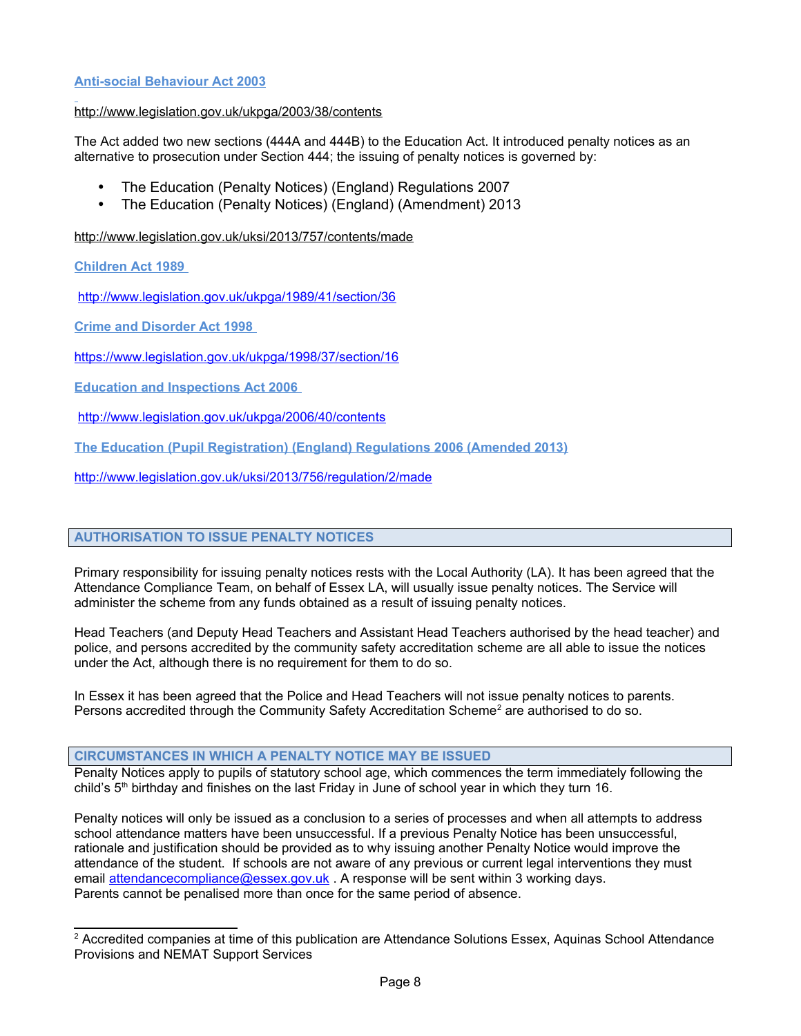**Anti-social Behaviour Act 2003**

http://www.legislation.gov.uk/ukpga/2003/38/contents

The Act added two new sections (444A and 444B) to the Education Act. It introduced penalty notices as an alternative to prosecution under Section 444; the issuing of penalty notices is governed by:

- The Education (Penalty Notices) (England) Regulations 2007
- The Education (Penalty Notices) (England) (Amendment) 2013

http://www.legislation.gov.uk/uksi/2013/757/contents/made

**Children Act 1989**

http://www.legislation.gov.uk/ukpga/1989/41/section/36

**Crime and Disorder Act 1998**

https://www.legislation.gov.uk/ukpga/1998/37/section/16

**Education and Inspections Act 2006**

http://www.legislation.gov.uk/ukpga/2006/40/contents

**The Education (Pupil Registration) (England) Regulations 2006 (Amended 2013)**

http://www.legislation.gov.uk/uksi/2013/756/regulation/2/made

## AUTHORISATION TO ISSUE PENALTY NOTICES

Primary responsibility for issuing penalty notices rests with the Local Authority (LA). It has been agreed that the Attendance Compliance Team, on behalf of Essex LA, will usually issue penalty notices. The Service will administer the scheme from any funds obtained as a result of issuing penalty notices.

Head Teachers (and Deputy Head Teachers and Assistant Head Teachers authorised by the head teacher) and police, and persons accredited by the community safety accreditation scheme are all able to issue the notices under the Act, although there is no requirement for them to do so.

In Essex it has been agreed that the Police and Head Teachers will not issue penalty notices to parents. Persons accredited through the Community Safety Accreditation Scheme[2] are authorised to do so.

## CIRCUMSTANCES IN WHICH A PENALTY NOTICE MAY BE ISSUED

Penalty Notices apply to pupils of statutory school age, which commences the term immediately following the child's 5th birthday and finishes on the last Friday in June of school year in which they turn 16.

Penalty notices will only be issued as a conclusion to a series of processes and when all attempts to address school attendance matters have been unsuccessful. If a previous Penalty Notice has been unsuccessful, rationale and justification should be provided as to why issuing another Penalty Notice would improve the attendance of the student. If schools are not aware of any previous or current legal interventions they must email attendancecompliance@essex.gov.uk . A response will be sent within 3 working days.
Parents cannot be penalised more than once for the same period of absence.

---

[2] Accredited companies at time of this publication are Attendance Solutions Essex, Aquinas School Attendance Provisions and NEMAT Support Services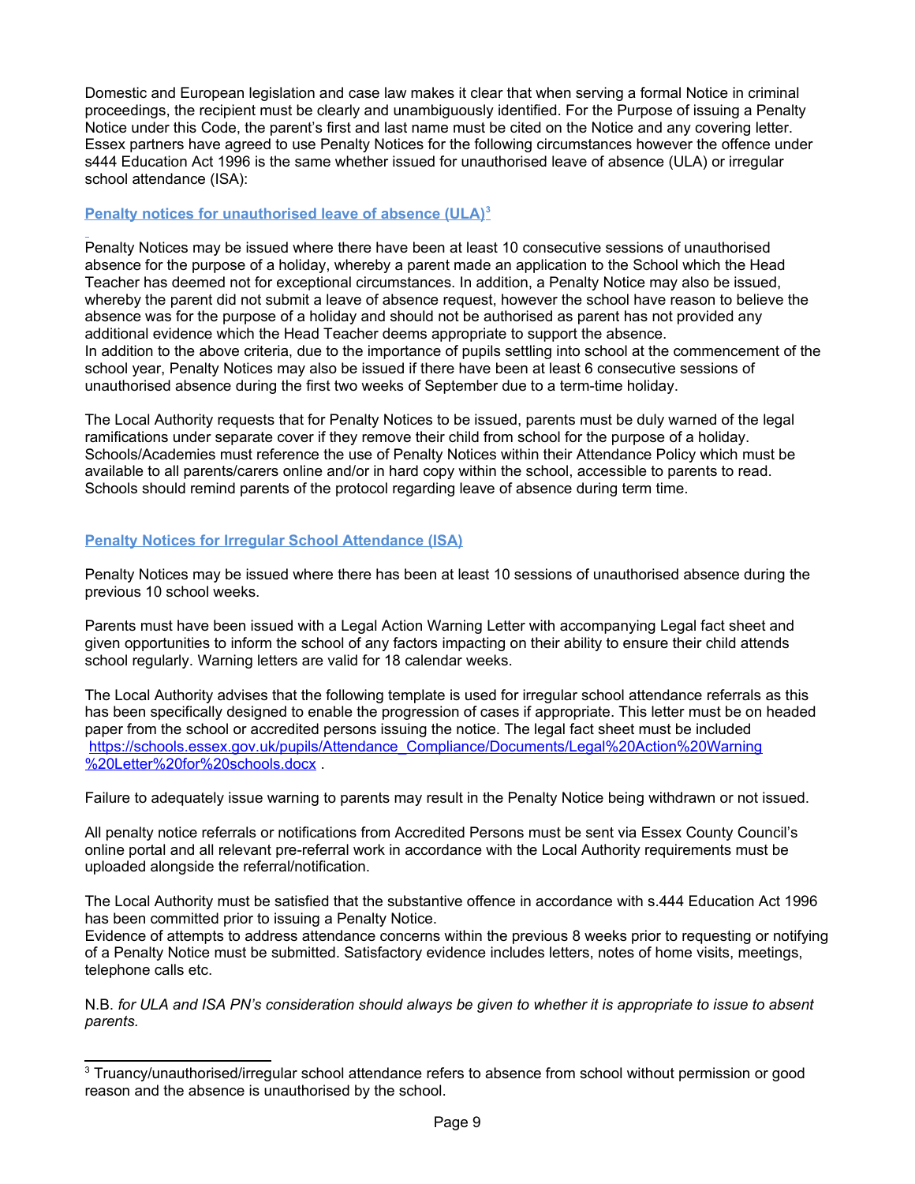Domestic and European legislation and case law makes it clear that when serving a formal Notice in criminal proceedings, the recipient must be clearly and unambiguously identified. For the Purpose of issuing a Penalty Notice under this Code, the parent's first and last name must be cited on the Notice and any covering letter. Essex partners have agreed to use Penalty Notices for the following circumstances however the offence under s444 Education Act 1996 is the same whether issued for unauthorised leave of absence (ULA) or irregular school attendance (ISA):

### Penalty notices for unauthorised leave of absence (ULA)[3]

Penalty Notices may be issued where there have been at least 10 consecutive sessions of unauthorised absence for the purpose of a holiday, whereby a parent made an application to the School which the Head Teacher has deemed not for exceptional circumstances. In addition, a Penalty Notice may also be issued, whereby the parent did not submit a leave of absence request, however the school have reason to believe the absence was for the purpose of a holiday and should not be authorised as parent has not provided any additional evidence which the Head Teacher deems appropriate to support the absence.
In addition to the above criteria, due to the importance of pupils settling into school at the commencement of the school year, Penalty Notices may also be issued if there have been at least 6 consecutive sessions of unauthorised absence during the first two weeks of September due to a term-time holiday.

The Local Authority requests that for Penalty Notices to be issued, parents must be duly warned of the legal ramifications under separate cover if they remove their child from school for the purpose of a holiday. Schools/Academies must reference the use of Penalty Notices within their Attendance Policy which must be available to all parents/carers online and/or in hard copy within the school, accessible to parents to read. Schools should remind parents of the protocol regarding leave of absence during term time.

### Penalty Notices for Irregular School Attendance (ISA)

Penalty Notices may be issued where there has been at least 10 sessions of unauthorised absence during the previous 10 school weeks.

Parents must have been issued with a Legal Action Warning Letter with accompanying Legal fact sheet and given opportunities to inform the school of any factors impacting on their ability to ensure their child attends school regularly. Warning letters are valid for 18 calendar weeks.

The Local Authority advises that the following template is used for irregular school attendance referrals as this has been specifically designed to enable the progression of cases if appropriate. This letter must be on headed paper from the school or accredited persons issuing the notice. The legal fact sheet must be included https://schools.essex.gov.uk/pupils/Attendance_Compliance/Documents/Legal%20Action%20Warning%20Letter%20for%20schools.docx .

Failure to adequately issue warning to parents may result in the Penalty Notice being withdrawn or not issued.

All penalty notice referrals or notifications from Accredited Persons must be sent via Essex County Council's online portal and all relevant pre-referral work in accordance with the Local Authority requirements must be uploaded alongside the referral/notification.

The Local Authority must be satisfied that the substantive offence in accordance with s.444 Education Act 1996 has been committed prior to issuing a Penalty Notice.
Evidence of attempts to address attendance concerns within the previous 8 weeks prior to requesting or notifying of a Penalty Notice must be submitted. Satisfactory evidence includes letters, notes of home visits, meetings, telephone calls etc.

N.B. *for ULA and ISA PN's consideration should always be given to whether it is appropriate to issue to absent parents.*

---

[3] Truancy/unauthorised/irregular school attendance refers to absence from school without permission or good reason and the absence is unauthorised by the school.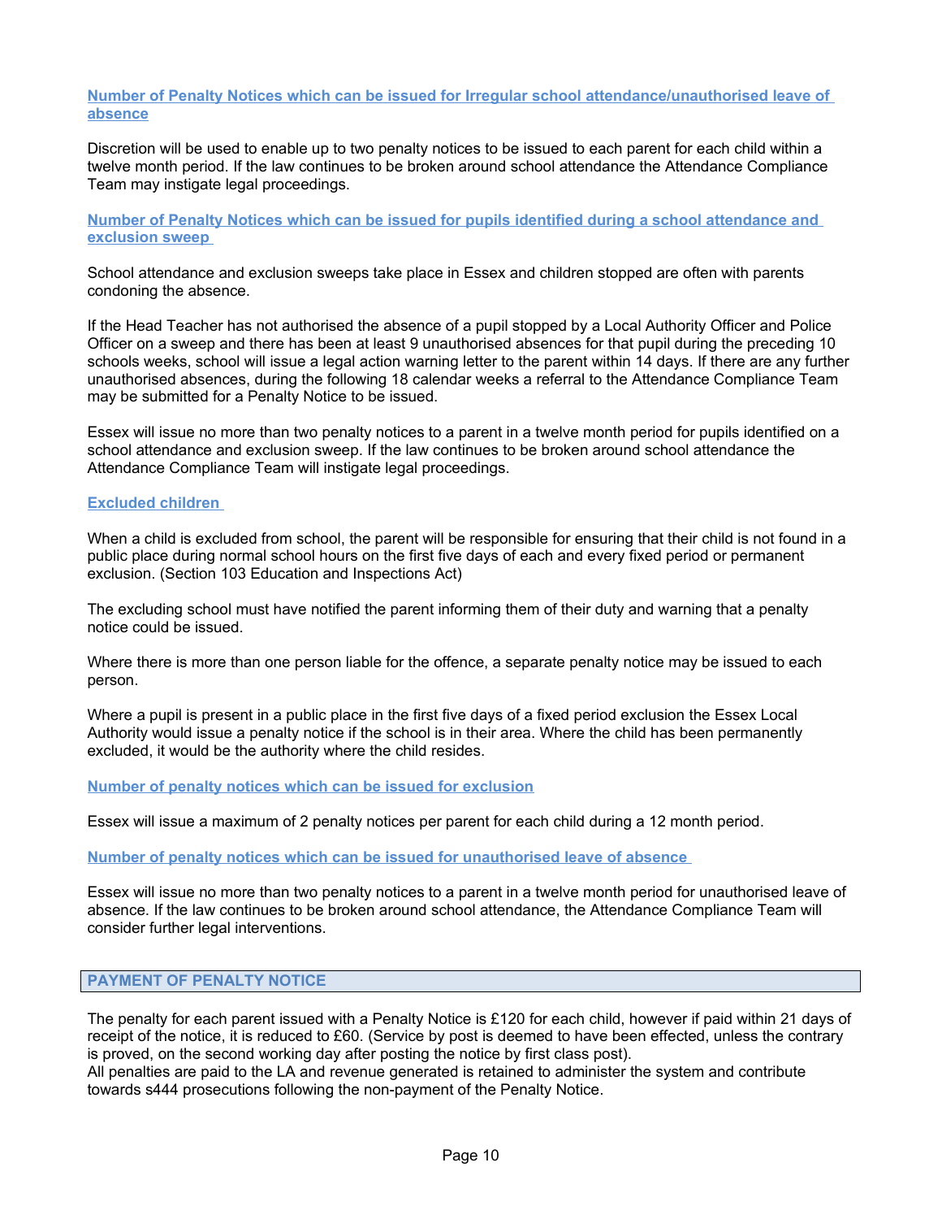### Number of Penalty Notices which can be issued for Irregular school attendance/unauthorised leave of absence

Discretion will be used to enable up to two penalty notices to be issued to each parent for each child within a twelve month period. If the law continues to be broken around school attendance the Attendance Compliance Team may instigate legal proceedings.

### Number of Penalty Notices which can be issued for pupils identified during a school attendance and exclusion sweep

School attendance and exclusion sweeps take place in Essex and children stopped are often with parents condoning the absence.

If the Head Teacher has not authorised the absence of a pupil stopped by a Local Authority Officer and Police Officer on a sweep and there has been at least 9 unauthorised absences for that pupil during the preceding 10 schools weeks, school will issue a legal action warning letter to the parent within 14 days. If there are any further unauthorised absences, during the following 18 calendar weeks a referral to the Attendance Compliance Team may be submitted for a Penalty Notice to be issued.

Essex will issue no more than two penalty notices to a parent in a twelve month period for pupils identified on a school attendance and exclusion sweep. If the law continues to be broken around school attendance the Attendance Compliance Team will instigate legal proceedings.

### Excluded children

When a child is excluded from school, the parent will be responsible for ensuring that their child is not found in a public place during normal school hours on the first five days of each and every fixed period or permanent exclusion. (Section 103 Education and Inspections Act)

The excluding school must have notified the parent informing them of their duty and warning that a penalty notice could be issued.

Where there is more than one person liable for the offence, a separate penalty notice may be issued to each person.

Where a pupil is present in a public place in the first five days of a fixed period exclusion the Essex Local Authority would issue a penalty notice if the school is in their area. Where the child has been permanently excluded, it would be the authority where the child resides.

### Number of penalty notices which can be issued for exclusion

Essex will issue a maximum of 2 penalty notices per parent for each child during a 12 month period.

### Number of penalty notices which can be issued for unauthorised leave of absence

Essex will issue no more than two penalty notices to a parent in a twelve month period for unauthorised leave of absence. If the law continues to be broken around school attendance, the Attendance Compliance Team will consider further legal interventions.

## PAYMENT OF PENALTY NOTICE

The penalty for each parent issued with a Penalty Notice is £120 for each child, however if paid within 21 days of receipt of the notice, it is reduced to £60. (Service by post is deemed to have been effected, unless the contrary is proved, on the second working day after posting the notice by first class post).
All penalties are paid to the LA and revenue generated is retained to administer the system and contribute towards s444 prosecutions following the non-payment of the Penalty Notice.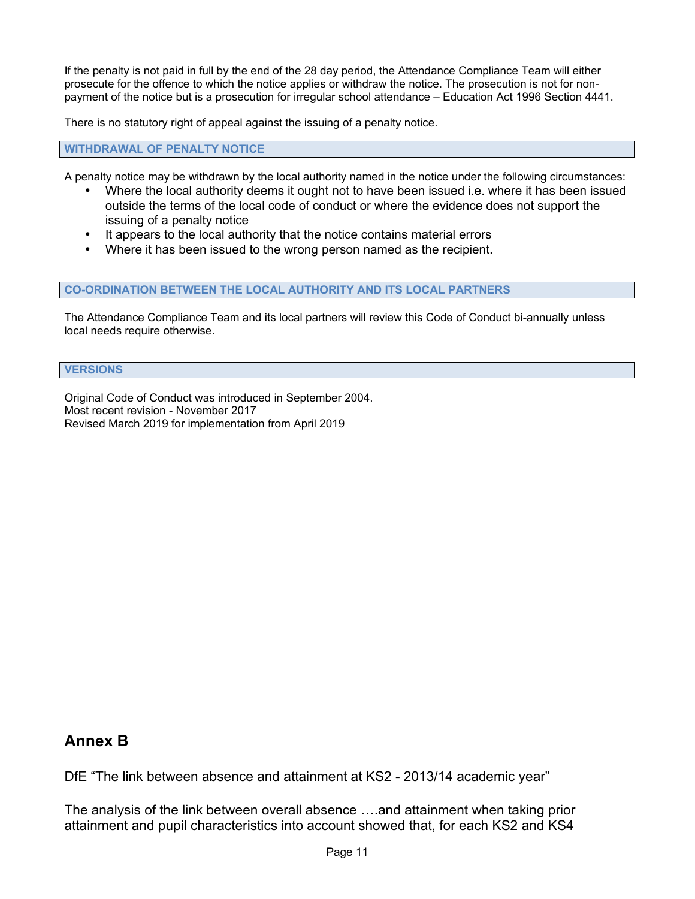If the penalty is not paid in full by the end of the 28 day period, the Attendance Compliance Team will either prosecute for the offence to which the notice applies or withdraw the notice. The prosecution is not for non-payment of the notice but is a prosecution for irregular school attendance – Education Act 1996 Section 4441.

There is no statutory right of appeal against the issuing of a penalty notice.

## WITHDRAWAL OF PENALTY NOTICE

A penalty notice may be withdrawn by the local authority named in the notice under the following circumstances:

- Where the local authority deems it ought not to have been issued i.e. where it has been issued outside the terms of the local code of conduct or where the evidence does not support the issuing of a penalty notice
- It appears to the local authority that the notice contains material errors
- Where it has been issued to the wrong person named as the recipient.

## CO-ORDINATION BETWEEN THE LOCAL AUTHORITY AND ITS LOCAL PARTNERS

The Attendance Compliance Team and its local partners will review this Code of Conduct bi-annually unless local needs require otherwise.

## VERSIONS

Original Code of Conduct was introduced in September 2004.
Most recent revision - November 2017
Revised March 2019 for implementation from April 2019

# Annex B

DfE "The link between absence and attainment at KS2 - 2013/14 academic year"

The analysis of the link between overall absence ….and attainment when taking prior attainment and pupil characteristics into account showed that, for each KS2 and KS4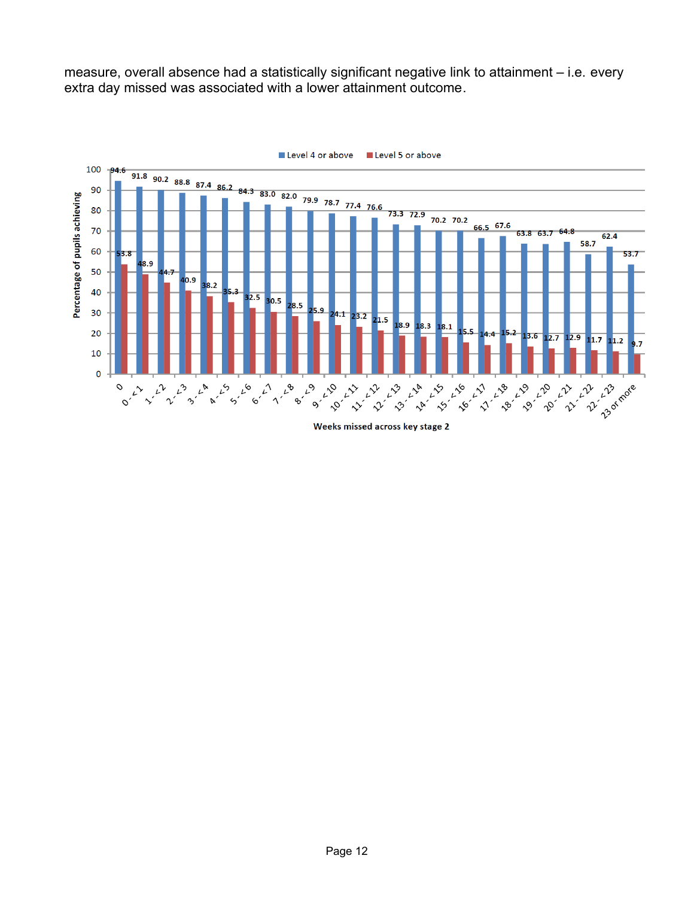measure, overall absence had a statistically significant negative link to attainment – i.e. every extra day missed was associated with a lower attainment outcome.

Level 4 or above
Level 5 or above

Percentage of pupils achieving

100
90
80
70
60
50
40
30
20
10
0

94.6
53.8
91.8
48.9
90.2
44.7
88.8
40.9
87.4
38.2
86.2
35.3
84.3
32.5
83.0
30.5
82.0
28.5
79.9
25.9
78.7
24.1
77.4
23.2
76.6
21.5
73.3
18.9
72.9
18.3
70.2
18.1
70.2
15.5
66.5
14.4
67.6
15.2
63.8
13.6
63.7
12.7
64.8
12.9
58.7
11.7
62.4
11.2
53.7
9.7

0
0 - < 1
1 - < 2
2 - < 3
3 - < 4
4 - < 5
5 - < 6
6 - < 7
7 - < 8
8 - < 9
9 - < 10
10 - < 11
11 - < 12
12 - < 13
13 - < 14
14 - < 15
15 - < 16
16 - < 17
17 - < 18
18 - < 19
19 - < 20
20 - < 21
21 - < 22
22 - < 23
23 or more

Weeks missed across key stage 2